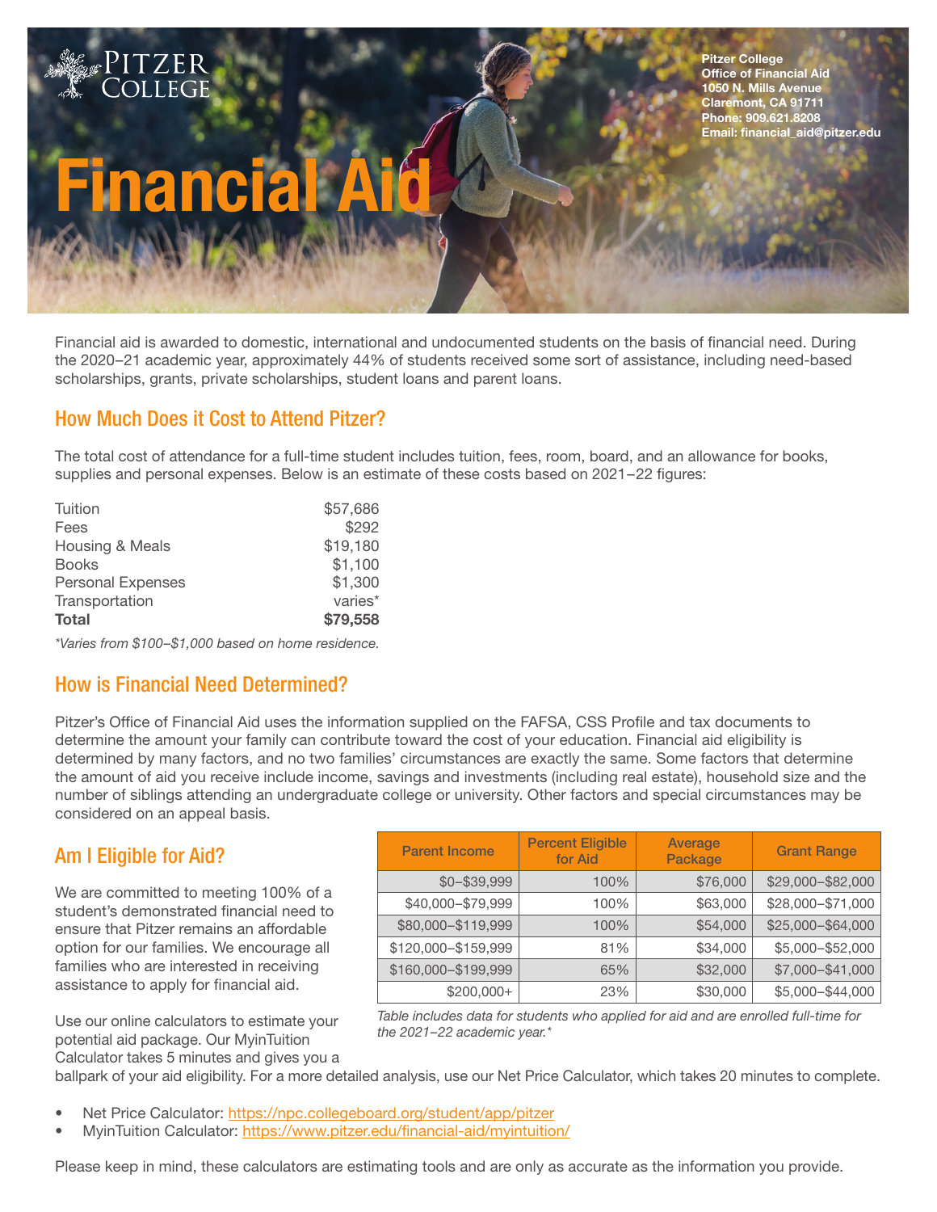Pitzer College
Office of Financial Aid
1050 N. Mills Avenue
Claremont, CA 91711
Phone: 909.621.8208
Email: financial_aid@pitzer.edu

# Financial Aid

Financial aid is awarded to domestic, international and undocumented students on the basis of financial need. During the 2020–21 academic year, approximately 44% of students received some sort of assistance, including need-based scholarships, grants, private scholarships, student loans and parent loans.

## How Much Does it Cost to Attend Pitzer?

The total cost of attendance for a full-time student includes tuition, fees, room, board, and an allowance for books, supplies and personal expenses. Below is an estimate of these costs based on 2021–22 figures:

| | |
|---|---|
| Tuition | $57,686 |
| Fees | $292 |
| Housing & Meals | $19,180 |
| Books | $1,100 |
| Personal Expenses | $1,300 |
| Transportation | varies* |
| **Total** | **$79,558** |

*\*Varies from $100–$1,000 based on home residence.*

## How is Financial Need Determined?

Pitzer's Office of Financial Aid uses the information supplied on the FAFSA, CSS Profile and tax documents to determine the amount your family can contribute toward the cost of your education. Financial aid eligibility is determined by many factors, and no two families' circumstances are exactly the same. Some factors that determine the amount of aid you receive include income, savings and investments (including real estate), household size and the number of siblings attending an undergraduate college or university. Other factors and special circumstances may be considered on an appeal basis.

## Am I Eligible for Aid?

We are committed to meeting 100% of a student's demonstrated financial need to ensure that Pitzer remains an affordable option for our families. We encourage all families who are interested in receiving assistance to apply for financial aid.

| Parent Income | Percent Eligible for Aid | Average Package | Grant Range |
|---|---|---|---|
| $0–$39,999 | 100% | $76,000 | $29,000–$82,000 |
| $40,000–$79,999 | 100% | $63,000 | $28,000–$71,000 |
| $80,000–$119,999 | 100% | $54,000 | $25,000–$64,000 |
| $120,000–$159,999 | 81% | $34,000 | $5,000–$52,000 |
| $160,000–$199,999 | 65% | $32,000 | $7,000–$41,000 |
| $200,000+ | 23% | $30,000 | $5,000–$44,000 |

*Table includes data for students who applied for aid and are enrolled full-time for the 2021–22 academic year.\**

Use our online calculators to estimate your potential aid package. Our MyinTuition Calculator takes 5 minutes and gives you a ballpark of your aid eligibility. For a more detailed analysis, use our Net Price Calculator, which takes 20 minutes to complete.

- Net Price Calculator: https://npc.collegeboard.org/student/app/pitzer
- MyinTuition Calculator: https://www.pitzer.edu/financial-aid/myintuition/

Please keep in mind, these calculators are estimating tools and are only as accurate as the information you provide.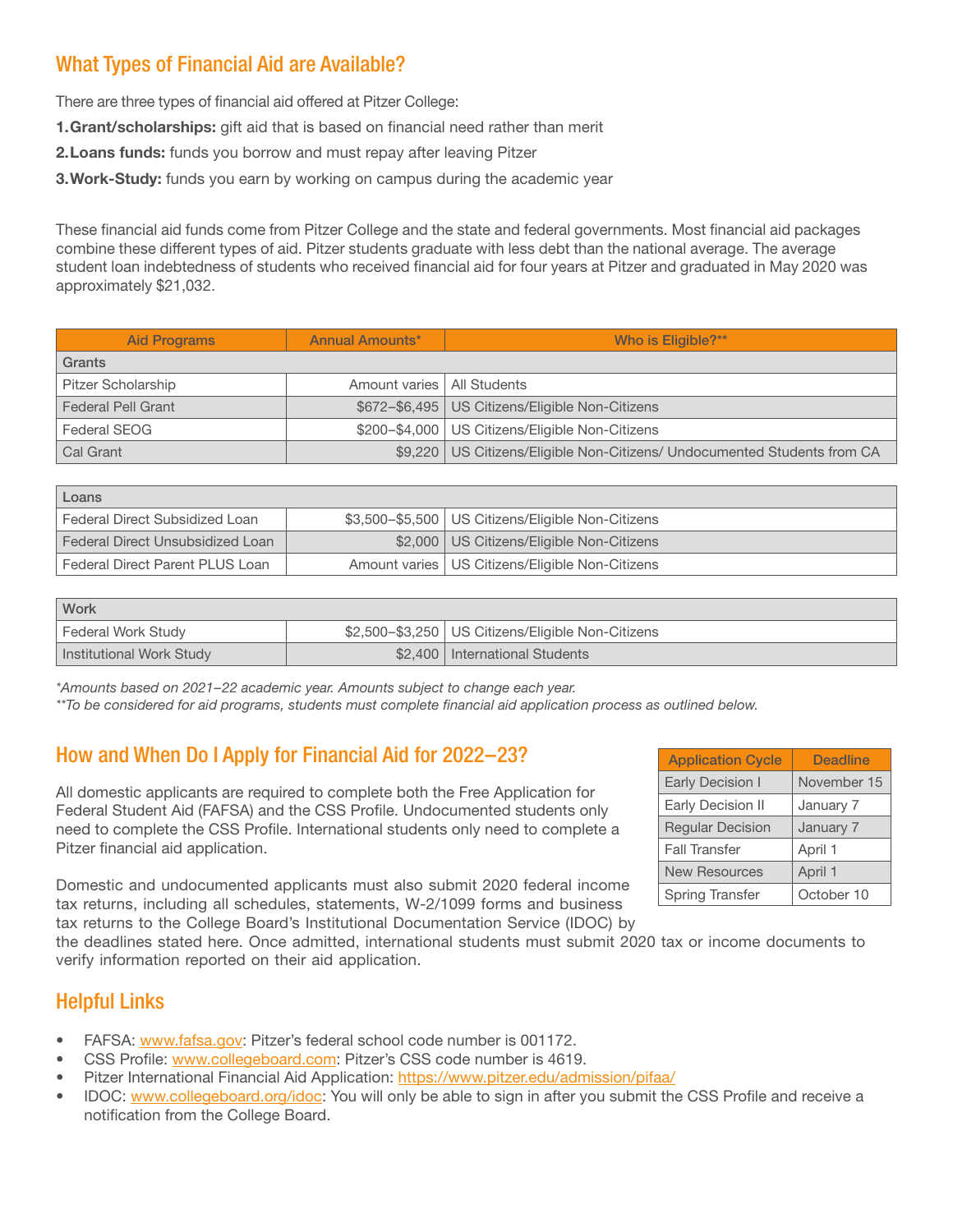## What Types of Financial Aid are Available?

There are three types of financial aid offered at Pitzer College:

1. **Grant/scholarships:** gift aid that is based on financial need rather than merit
2. **Loans funds:** funds you borrow and must repay after leaving Pitzer
3. **Work-Study:** funds you earn by working on campus during the academic year

These financial aid funds come from Pitzer College and the state and federal governments. Most financial aid packages combine these different types of aid. Pitzer students graduate with less debt than the national average. The average student loan indebtedness of students who received financial aid for four years at Pitzer and graduated in May 2020 was approximately $21,032.

| Aid Programs | Annual Amounts* | Who is Eligible?** |
|---|---|---|
| **Grants** | | |
| Pitzer Scholarship | Amount varies | All Students |
| Federal Pell Grant | $672–$6,495 | US Citizens/Eligible Non-Citizens |
| Federal SEOG | $200–$4,000 | US Citizens/Eligible Non-Citizens |
| Cal Grant | $9,220 | US Citizens/Eligible Non-Citizens/ Undocumented Students from CA |
| **Loans** | | |
| Federal Direct Subsidized Loan | $3,500–$5,500 | US Citizens/Eligible Non-Citizens |
| Federal Direct Unsubsidized Loan | $2,000 | US Citizens/Eligible Non-Citizens |
| Federal Direct Parent PLUS Loan | Amount varies | US Citizens/Eligible Non-Citizens |
| **Work** | | |
| Federal Work Study | $2,500–$3,250 | US Citizens/Eligible Non-Citizens |
| Institutional Work Study | $2,400 | International Students |

*\*Amounts based on 2021–22 academic year. Amounts subject to change each year.*
*\*\*To be considered for aid programs, students must complete financial aid application process as outlined below.*

## How and When Do I Apply for Financial Aid for 2022–23?

All domestic applicants are required to complete both the Free Application for Federal Student Aid (FAFSA) and the CSS Profile. Undocumented students only need to complete the CSS Profile. International students only need to complete a Pitzer financial aid application.

Domestic and undocumented applicants must also submit 2020 federal income tax returns, including all schedules, statements, W-2/1099 forms and business tax returns to the College Board's Institutional Documentation Service (IDOC) by the deadlines stated here. Once admitted, international students must submit 2020 tax or income documents to verify information reported on their aid application.

| Application Cycle | Deadline |
|---|---|
| Early Decision I | November 15 |
| Early Decision II | January 7 |
| Regular Decision | January 7 |
| Fall Transfer | April 1 |
| New Resources | April 1 |
| Spring Transfer | October 10 |

## Helpful Links

- FAFSA: www.fafsa.gov: Pitzer's federal school code number is 001172.
- CSS Profile: www.collegeboard.com: Pitzer's CSS code number is 4619.
- Pitzer International Financial Aid Application: https://www.pitzer.edu/admission/pifaa/
- IDOC: www.collegeboard.org/idoc: You will only be able to sign in after you submit the CSS Profile and receive a notification from the College Board.